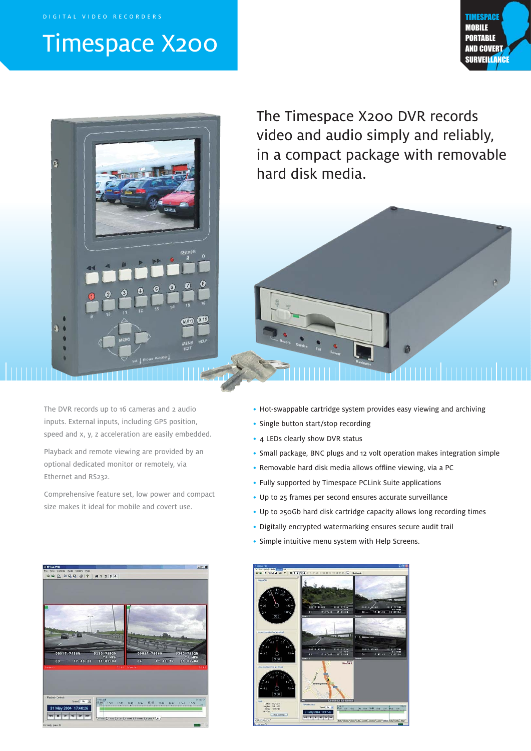DIGITAL VIDEO RECORDERS

# Timespace X200

TIMESPACE MOBILE PORTABLE AND COVERT SURVEILLANCE

## The Timespace X200 DVR records video and audio simply and reliably, in a compact package with removable hard disk media.

The DVR records up to 16 cameras and 2 audio inputs. External inputs, including GPS position, speed and x, y, z acceleration are easily embedded.

Playback and remote viewing are provided by an optional dedicated monitor or remotely, via Ethernet and RS232.

Comprehensive feature set, low power and compact size makes it ideal for mobile and covert use.

- Hot-swappable cartridge system provides easy viewing and archiving
- Single button start/stop recording
- 4 LEDs clearly show DVR status
- Small package, BNC plugs and 12 volt operation makes integration simple
- Removable hard disk media allows offline viewing, via a PC
- Fully supported by Timespace PCLink Suite applications
- Up to 25 frames per second ensures accurate surveillance
- Up to 250Gb hard disk cartridge capacity allows long recording times
- Digitally encrypted watermarking ensures secure audit trail
- Simple intuitive menu system with Help Screens.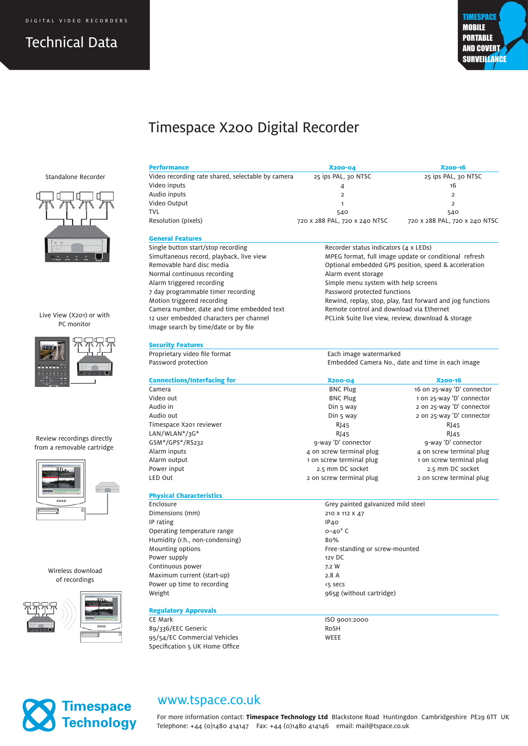DIGITAL VIDEO RECORDERS

# Technical Data

TIMESPACE MOBILE PORTABLE AND COVERT SURVEILLANCE

## Timespace X200 Digital Recorder

Standalone Recorder

Live View (X201) or with PC monitor

Review recordings directly from a removable cartridge

Wireless download of recordings

| Performance | X200-04 | X200-16 |
|---|---|---|
| Video recording rate shared, selectable by camera | 25 ips PAL, 30 NTSC | 25 ips PAL, 30 NTSC |
| Video inputs | 4 | 16 |
| Audio inputs | 2 | 2 |
| Video Output | 1 | 2 |
| TVL | 540 | 540 |
| Resolution (pixels) | 720 x 288 PAL, 720 x 240 NTSC | 720 x 288 PAL, 720 x 240 NTSC |

### General Features

- Single button start/stop recording
- Simultaneous record, playback, live view
- Removable hard disc media
- Normal continuous recording
- Alarm triggered recording
- 7 day programmable timer recording
- Motion triggered recording
- Camera number, date and time embedded text
- 12 user embedded characters per channel
- Image search by time/date or by file
- Recorder status indicators (4 x LEDs)
- MPEG format, full image update or conditional refresh
- Optional embedded GPS position, speed & acceleration
- Alarm event storage
- Simple menu system with help screens
- Password protected functions
- Rewind, replay, stop, play, fast forward and jog functions
- Remote control and download via Ethernet
- PCLink Suite live view, review, download & storage

### Security Features

- Proprietary video file format
- Password protection
- Each image watermarked
- Embedded Camera No., date and time in each image

| Connections/Interfacing for | X200-04 | X200-16 |
|---|---|---|
| Camera | BNC Plug | 16 on 25-way 'D' connector |
| Video out | BNC Plug | 1 on 25-way 'D' connector |
| Audio in | Din 5 way | 2 on 25-way 'D' connector |
| Audio out | Din 5 way | 2 on 25-way 'D' connector |
| Timespace X201 reviewer | RJ45 | RJ45 |
| LAN/WLAN*/3G* | RJ45 | RJ45 |
| GSM*/GPS*/RS232 | 9-way 'D' connector | 9-way 'D' connector |
| Alarm inputs | 4 on screw terminal plug | 4 on screw terminal plug |
| Alarm output | 1 on screw terminal plug | 1 on screw terminal plug |
| Power input | 2.5 mm DC socket | 2.5 mm DC socket |
| LED Out | 2 on screw terminal plug | 2 on screw terminal plug |

### Physical Characteristics

| | |
|---|---|
| Enclosure | Grey painted galvanized mild steel |
| Dimensions (mm) | 210 x 112 x 47 |
| IP rating | IP40 |
| Operating temperature range | 0–40° C |
| Humidity (r.h., non-condensing) | 80% |
| Mounting options | Free-standing or screw-mounted |
| Power supply | 12v DC |
| Continuous power | 7.2 W |
| Maximum current (start-up) | 2.8 A |
| Power up time to recording | <5 secs |
| Weight | 965g (without cartridge) |

### Regulatory Approvals

- CE Mark
- 89/336/EEC Generic
- 95/54/EC Commercial Vehicles
- Specification 5 UK Home Office
- ISO 9001:2000
- RoSH
- WEEE

Timespace Technology

www.tspace.co.uk

For more information contact: **Timespace Technology Ltd** Blackstone Road Huntingdon Cambridgeshire PE29 6TT UK
Telephone: +44 (0)1480 414147 Fax: +44 (0)1480 414146 email: mail@tspace.co.uk